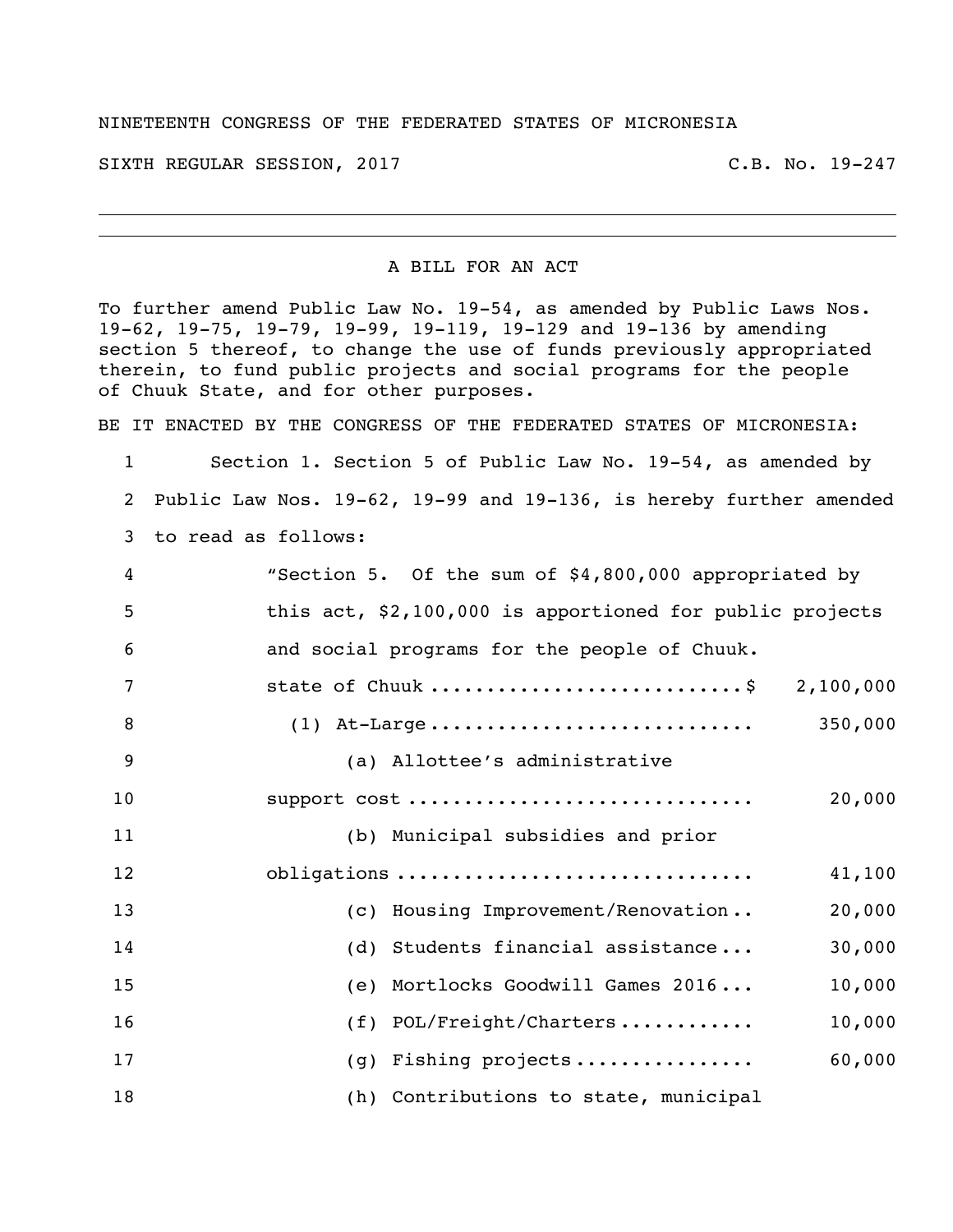NINETEENTH CONGRESS OF THE FEDERATED STATES OF MICRONESIA

SIXTH REGULAR SESSION, 2017 C.B. No. 19-247

---

A BILL FOR AN ACT

To further amend Public Law No. 19-54, as amended by Public Laws Nos. 19-62, 19-75, 19-79, 19-99, 19-119, 19-129 and 19-136 by amending section 5 thereof, to change the use of funds previously appropriated therein, to fund public projects and social programs for the people of Chuuk State, and for other purposes.

BE IT ENACTED BY THE CONGRESS OF THE FEDERATED STATES OF MICRONESIA:

1 Section 1. Section 5 of Public Law No. 19-54, as amended by
2 Public Law Nos. 19-62, 19-99 and 19-136, is hereby further amended
3 to read as follows:

4 "Section 5. Of the sum of $4,800,000 appropriated by
5 this act, $2,100,000 is apportioned for public projects
6 and social programs for the people of Chuuk.

| Line | Item | Amount |
|---|---|---|
| 7 | state of Chuuk ............................$ | 2,100,000 |
| 8 | (1) At-Large ............................ | 350,000 |
| 9 | (a) Allottee's administrative | |
| 10 | support cost .............................. | 20,000 |
| 11 | (b) Municipal subsidies and prior | |
| 12 | obligations ............................... | 41,100 |
| 13 | (c) Housing Improvement/Renovation .. | 20,000 |
| 14 | (d) Students financial assistance ... | 30,000 |
| 15 | (e) Mortlocks Goodwill Games 2016 ... | 10,000 |
| 16 | (f) POL/Freight/Charters ............ | 10,000 |
| 17 | (g) Fishing projects ................ | 60,000 |
| 18 | (h) Contributions to state, municipal | |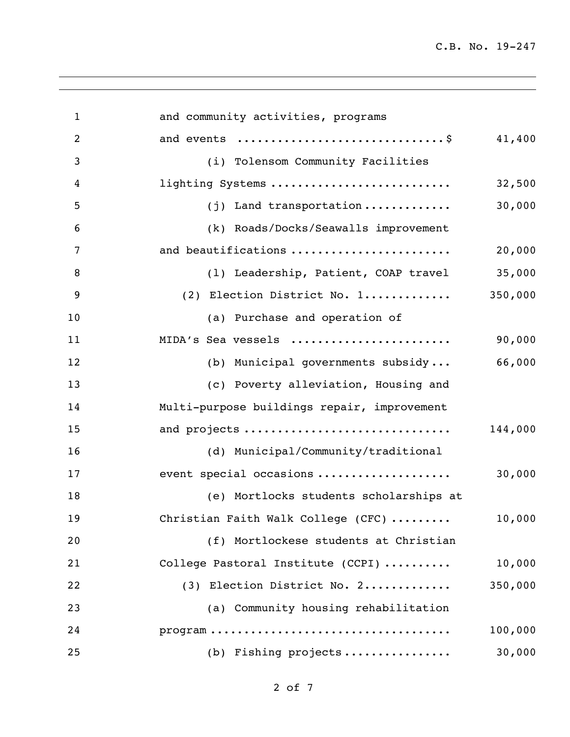and community activities, programs
and events ..............................$ 41,400

(i) Tolensom Community Facilities
lighting Systems .......................... 32,500

(j) Land transportation ............. 30,000

(k) Roads/Docks/Seawalls improvement
and beautifications ....................... 20,000

(l) Leadership, Patient, COAP travel 35,000

(2) Election District No. 1............ 350,000

(a) Purchase and operation of
MIDA's Sea vessels ....................... 90,000

(b) Municipal governments subsidy... 66,000

(c) Poverty alleviation, Housing and
Multi-purpose buildings repair, improvement
and projects .............................. 144,000

(d) Municipal/Community/traditional
event special occasions ................... 30,000

(e) Mortlocks students scholarships at
Christian Faith Walk College (CFC) ......... 10,000

(f) Mortlockese students at Christian
College Pastoral Institute (CCPI) .......... 10,000

(3) Election District No. 2............ 350,000

(a) Community housing rehabilitation
program .................................. 100,000

(b) Fishing projects ............... 30,000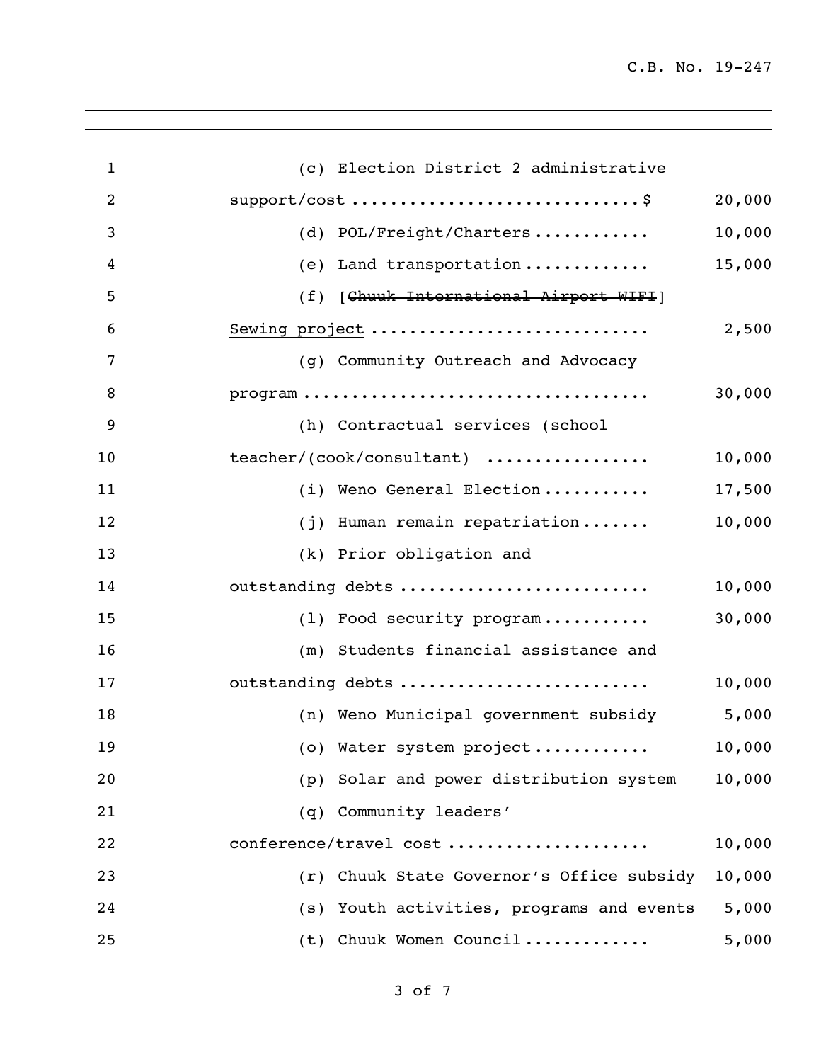(c) Election District 2 administrative support/cost ............................$ 20,000

(d) POL/Freight/Charters ............ 10,000

(e) Land transportation ............. 15,000

(f) [~~Chuuk International Airport WIFI~~] <u>Sewing project</u> ............................ 2,500

(g) Community Outreach and Advocacy program .................................. 30,000

(h) Contractual services (school teacher/(cook/consultant) ................ 10,000

(i) Weno General Election ........... 17,500

(j) Human remain repatriation ....... 10,000

(k) Prior obligation and outstanding debts ......................... 10,000

(l) Food security program ........... 30,000

(m) Students financial assistance and outstanding debts ......................... 10,000

(n) Weno Municipal government subsidy 5,000

(o) Water system project ............ 10,000

(p) Solar and power distribution system 10,000

(q) Community leaders' conference/travel cost .................... 10,000

(r) Chuuk State Governor's Office subsidy 10,000

(s) Youth activities, programs and events 5,000

(t) Chuuk Women Council ............ 5,000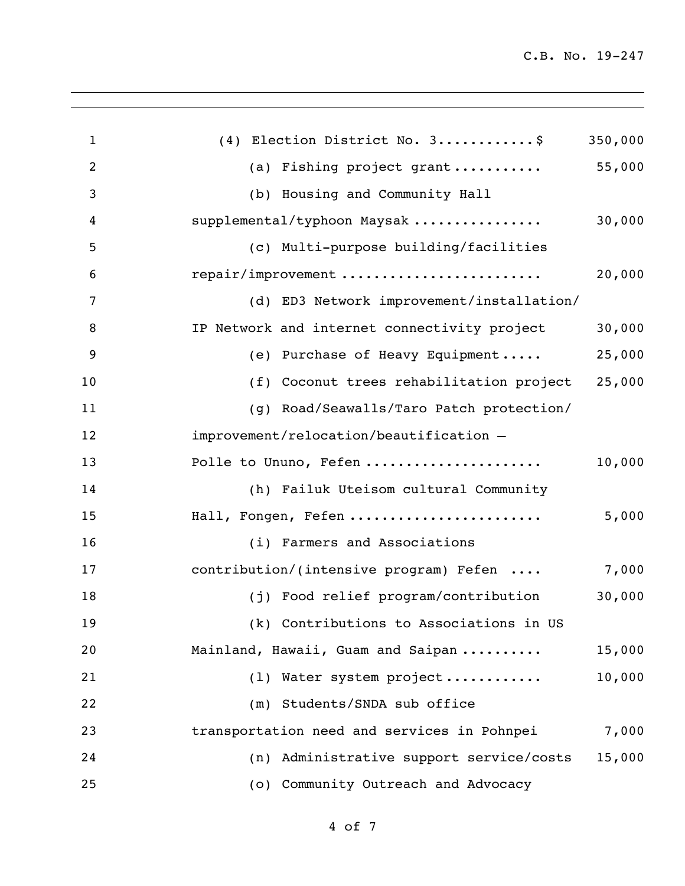(4) Election District No. 3............$ 350,000

(a) Fishing project grant........... 55,000

(b) Housing and Community Hall supplemental/typhoon Maysak ................ 30,000

(c) Multi-purpose building/facilities repair/improvement ........................ 20,000

(d) ED3 Network improvement/installation/ IP Network and internet connectivity project 30,000

(e) Purchase of Heavy Equipment..... 25,000

(f) Coconut trees rehabilitation project 25,000

(g) Road/Seawalls/Taro Patch protection/ improvement/relocation/beautification – Polle to Ununo, Fefen ...................... 10,000

(h) Failuk Uteisom cultural Community Hall, Fongen, Fefen ....................... 5,000

(i) Farmers and Associations contribution/(intensive program) Fefen .... 7,000

(j) Food relief program/contribution 30,000

(k) Contributions to Associations in US Mainland, Hawaii, Guam and Saipan .......... 15,000

(l) Water system project............ 10,000

(m) Students/SNDA sub office transportation need and services in Pohnpei 7,000

(n) Administrative support service/costs 15,000

(o) Community Outreach and Advocacy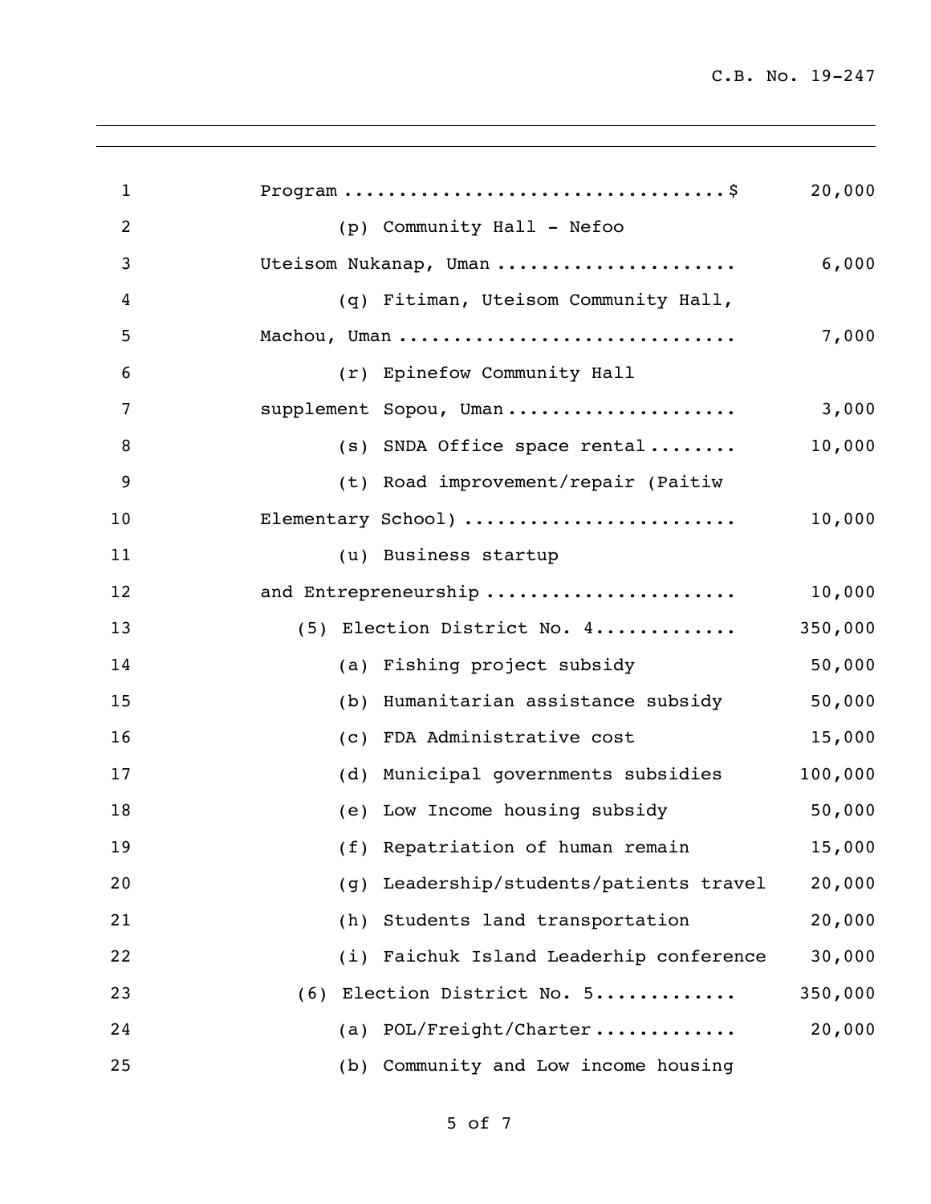Program ....................................$ 20,000

(p) Community Hall - Nefoo Uteisom Nukanap, Uman ...................... 6,000

(q) Fitiman, Uteisom Community Hall, Machou, Uman ............................... 7,000

(r) Epinefow Community Hall supplement Sopou, Uman ..................... 3,000

(s) SNDA Office space rental ........ 10,000

(t) Road improvement/repair (Paitiw Elementary School) ......................... 10,000

(u) Business startup and Entrepreneurship ....................... 10,000

(5) Election District No. 4............. 350,000

(a) Fishing project subsidy 50,000

(b) Humanitarian assistance subsidy 50,000

(c) FDA Administrative cost 15,000

(d) Municipal governments subsidies 100,000

(e) Low Income housing subsidy 50,000

(f) Repatriation of human remain 15,000

(g) Leadership/students/patients travel 20,000

(h) Students land transportation 20,000

(i) Faichuk Island Leaderhip conference 30,000

(6) Election District No. 5............. 350,000

(a) POL/Freight/Charter ............. 20,000

(b) Community and Low income housing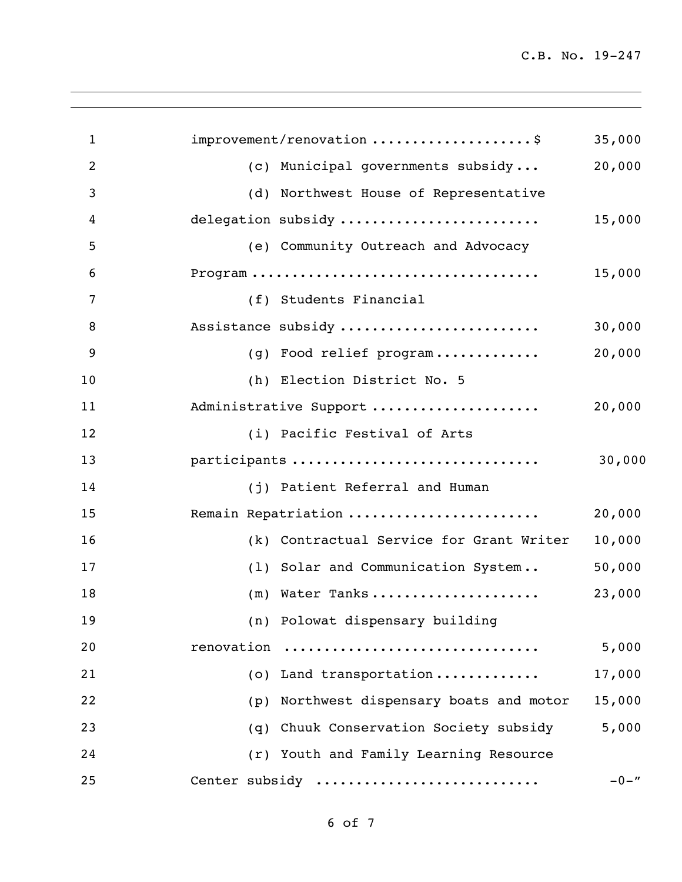improvement/renovation ....................$ 35,000

(c) Municipal governments subsidy... 20,000

(d) Northwest House of Representative delegation subsidy ......................... 15,000

(e) Community Outreach and Advocacy Program .................................. 15,000

(f) Students Financial Assistance subsidy ......................... 30,000

(g) Food relief program............. 20,000

(h) Election District No. 5 Administrative Support .................... 20,000

(i) Pacific Festival of Arts participants .............................. 30,000

(j) Patient Referral and Human Remain Repatriation ....................... 20,000

(k) Contractual Service for Grant Writer 10,000

(l) Solar and Communication System.. 50,000

(m) Water Tanks.................... 23,000

(n) Polowat dispensary building renovation .............................. 5,000

(o) Land transportation............ 17,000

(p) Northwest dispensary boats and motor 15,000

(q) Chuuk Conservation Society subsidy 5,000

(r) Youth and Family Learning Resource Center subsidy .......................... -0-"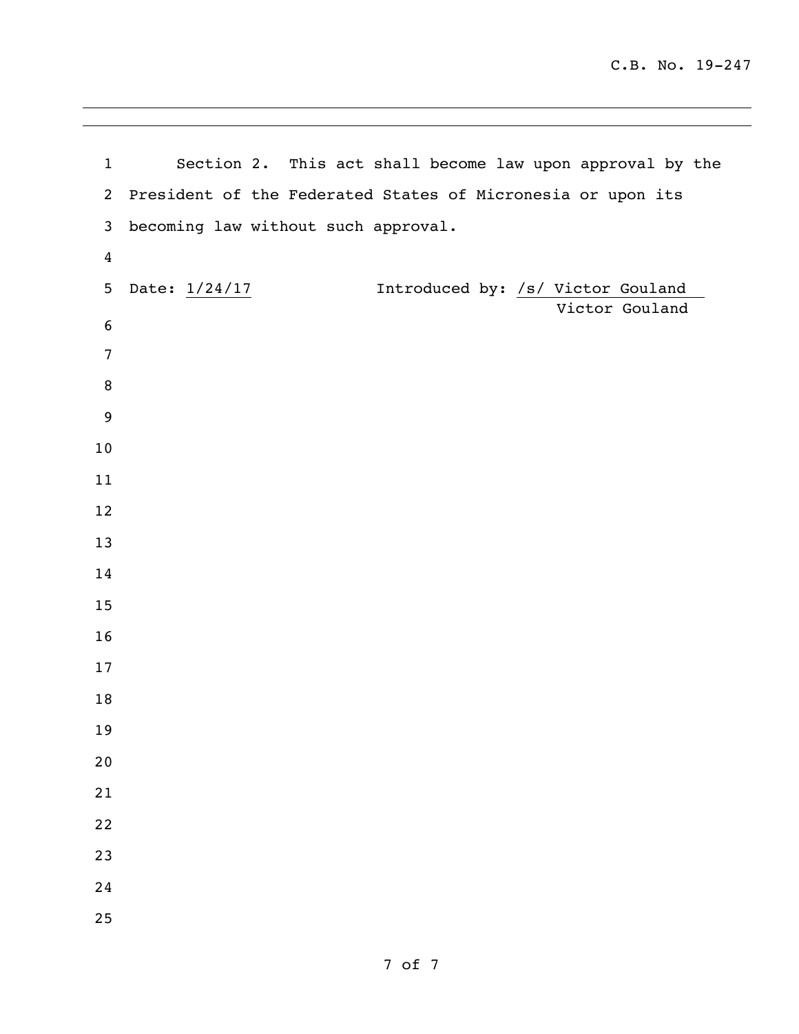Section 2. This act shall become law upon approval by the President of the Federated States of Micronesia or upon its becoming law without such approval.

Date: 1/24/17 Introduced by: /s/ Victor Gouland

Victor Gouland